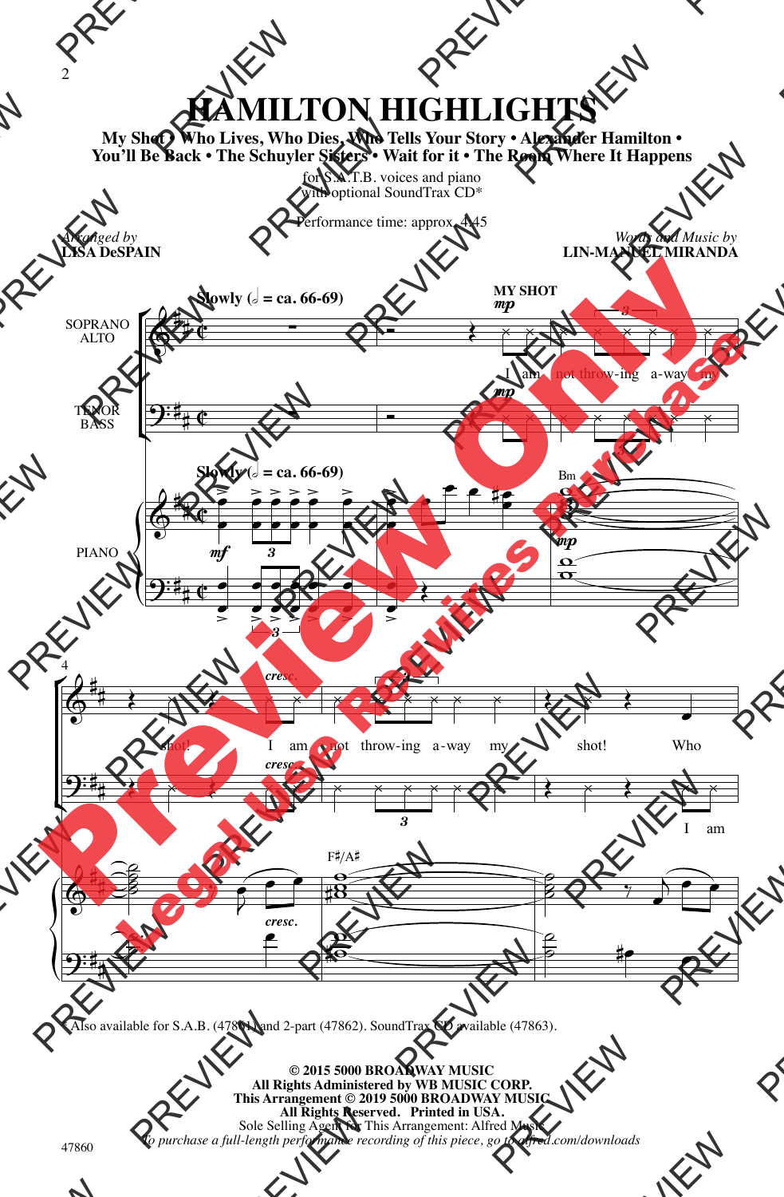# HAMILTON HIGHLIGHTS

**My Shot • Who Lives, Who Dies, Who Tells Your Story • Alexander Hamilton • You'll Be Back • The Schuyler Sisters • Wait for it • The Room Where It Happens**

for S.A.T.B. voices and piano
with optional SoundTrax CD*

Performance time: approx. 4:45

*Arranged by*
**LISA DeSPAIN**

*Words and Music by*
**LIN-MANUEL MIRANDA**

**Slowly (𝅗𝅥 = ca. 66-69)**

**MY SHOT**

SOPRANO ALTO: I am not throw-ing a-way my shot! I am not throw-ing a-way my shot! Who

TENOR BASS: I am

PIANO

\* Also available for S.A.B. (47861) and 2-part (47862). SoundTrax CD available (47863).

**© 2015 5000 BROADWAY MUSIC**
**All Rights Administered by WB MUSIC CORP.**
**This Arrangement © 2019 5000 BROADWAY MUSIC**
**All Rights Reserved. Printed in USA.**
Sole Selling Agent for This Arrangement: Alfred Music
*To purchase a full-length performance recording of this piece, go to alfred.com/downloads*

47860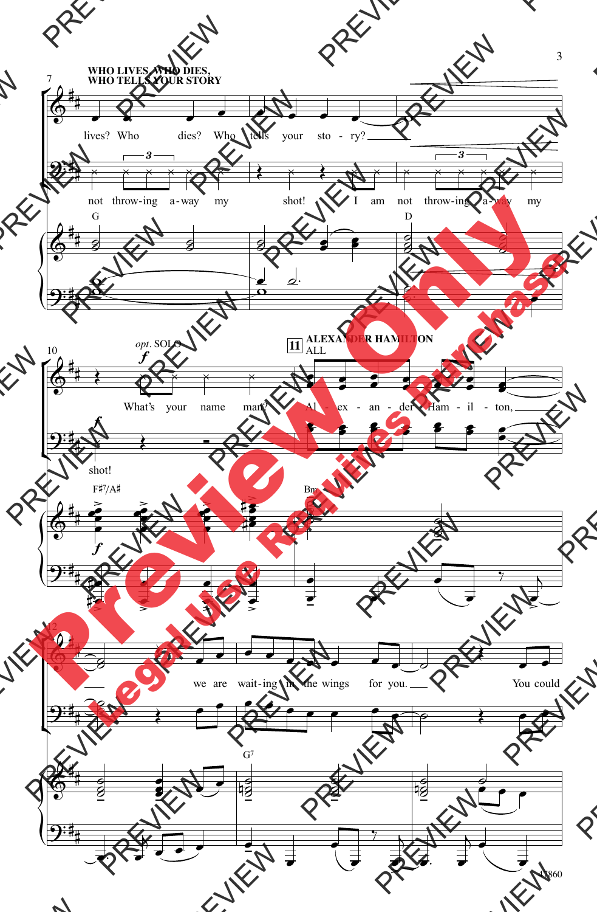**WHO LIVES, WHO DIES, WHO TELLS YOUR STORY**

lives? Who dies? Who tells your sto - ry?

not throw-ing a-way my shot! I am not throw-ing a-way my shot!

G D F♯7/A♯ Bm G7

*opt.* SOLO *f*

What's your name man?

**11** **ALEXANDER HAMILTON**
ALL

Al - ex - an - der Ham - il - ton, we are wait-ing in the wings for you. You could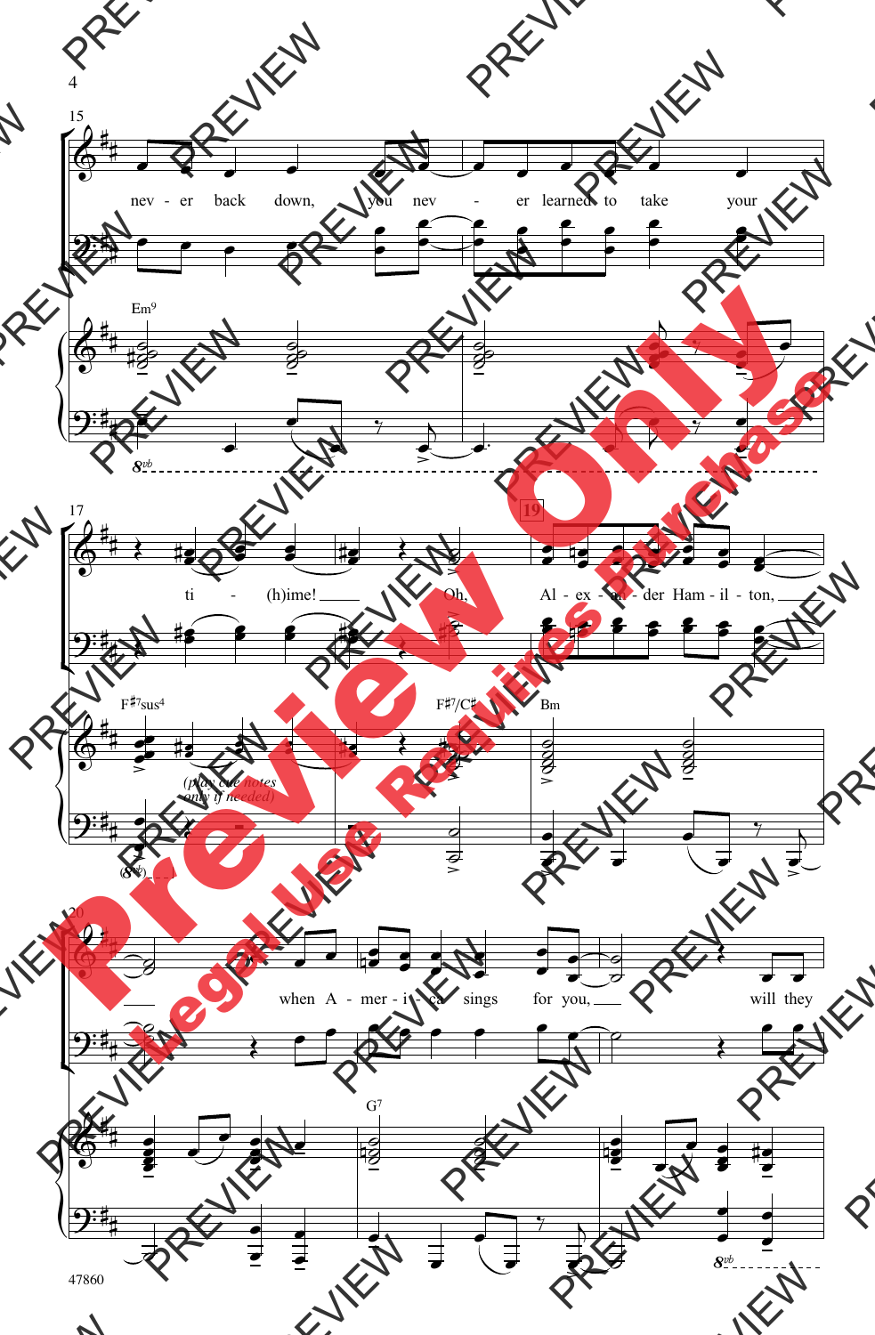15

never back down, you nev - er learned to take your

Em9

17

ti - (h)ime! Oh, Al - ex - an - der Ham - il - ton,

F♯7sus4 F♯7/C♯ Bm

*(play cue notes only if needed)*

19

20

when A - mer - i - ca sings for you, will they

G7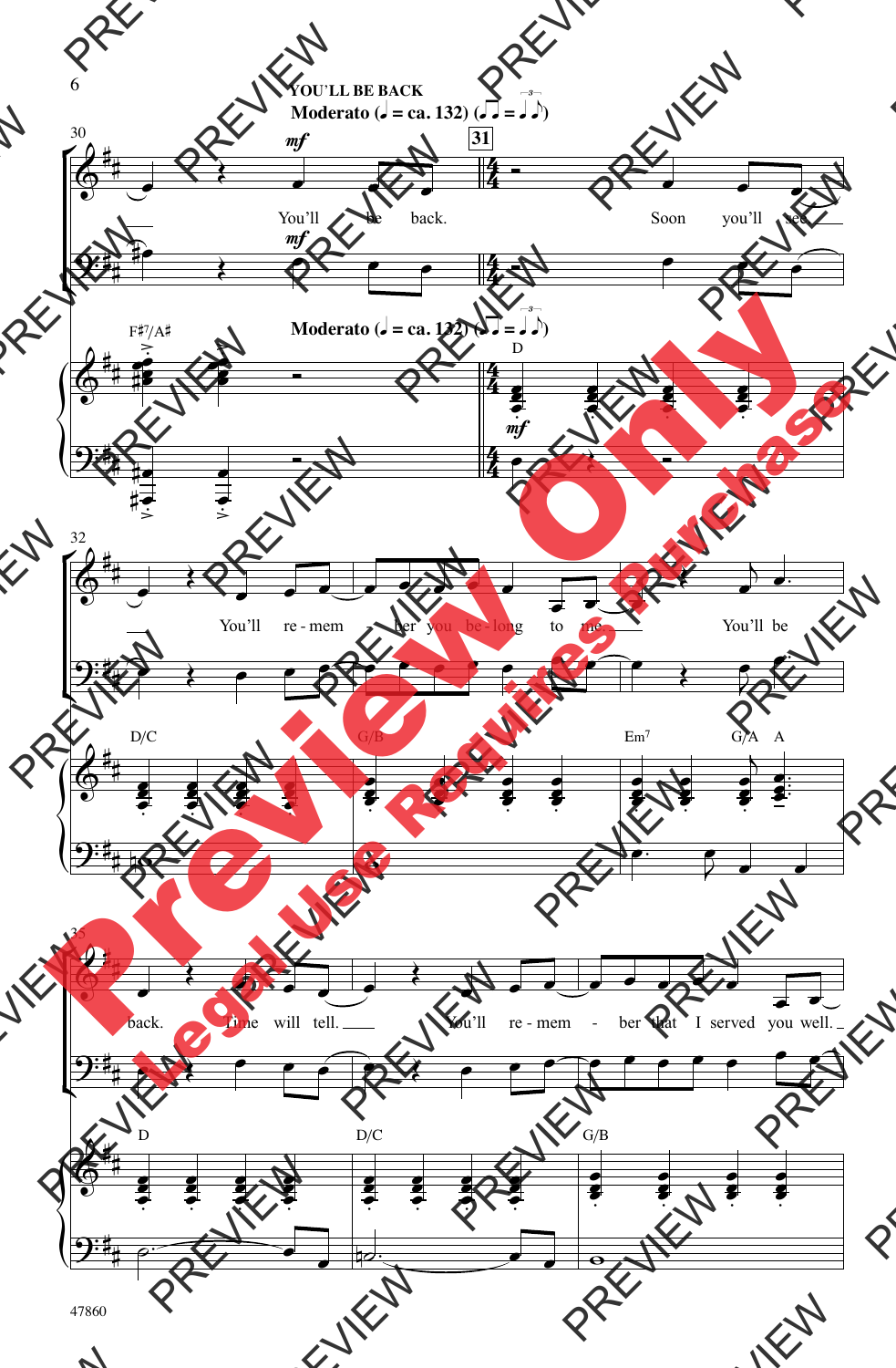YOU'LL BE BACK

**Moderato** (♩ = ca. 132)

30

*mf*

You'll be back.

31

Soon you'll see

F♯7/A♯

**Moderato** (♩ = ca. 132)

D

*mf*

32

You'll re - mem - ber you be - long to me. You'll be

D/C G/B Em7 G/A A

35

back. Time will tell. You'll re - mem - ber that I served you well.

D D/C G/B

47860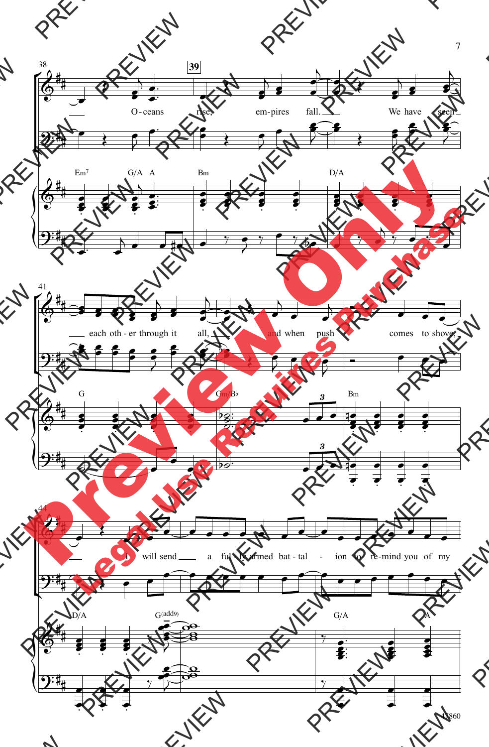38

O-ceans rise,

**39**

em-pires fall. We have seen

Em7 G/A A Bm D/A

41

each oth-er through it all, and when push comes to shove,

G Gm/B♭ Bm

44

I will send a ful-ly armed bat-tal-ion to re-mind you of my

D/A G(add9) G/A A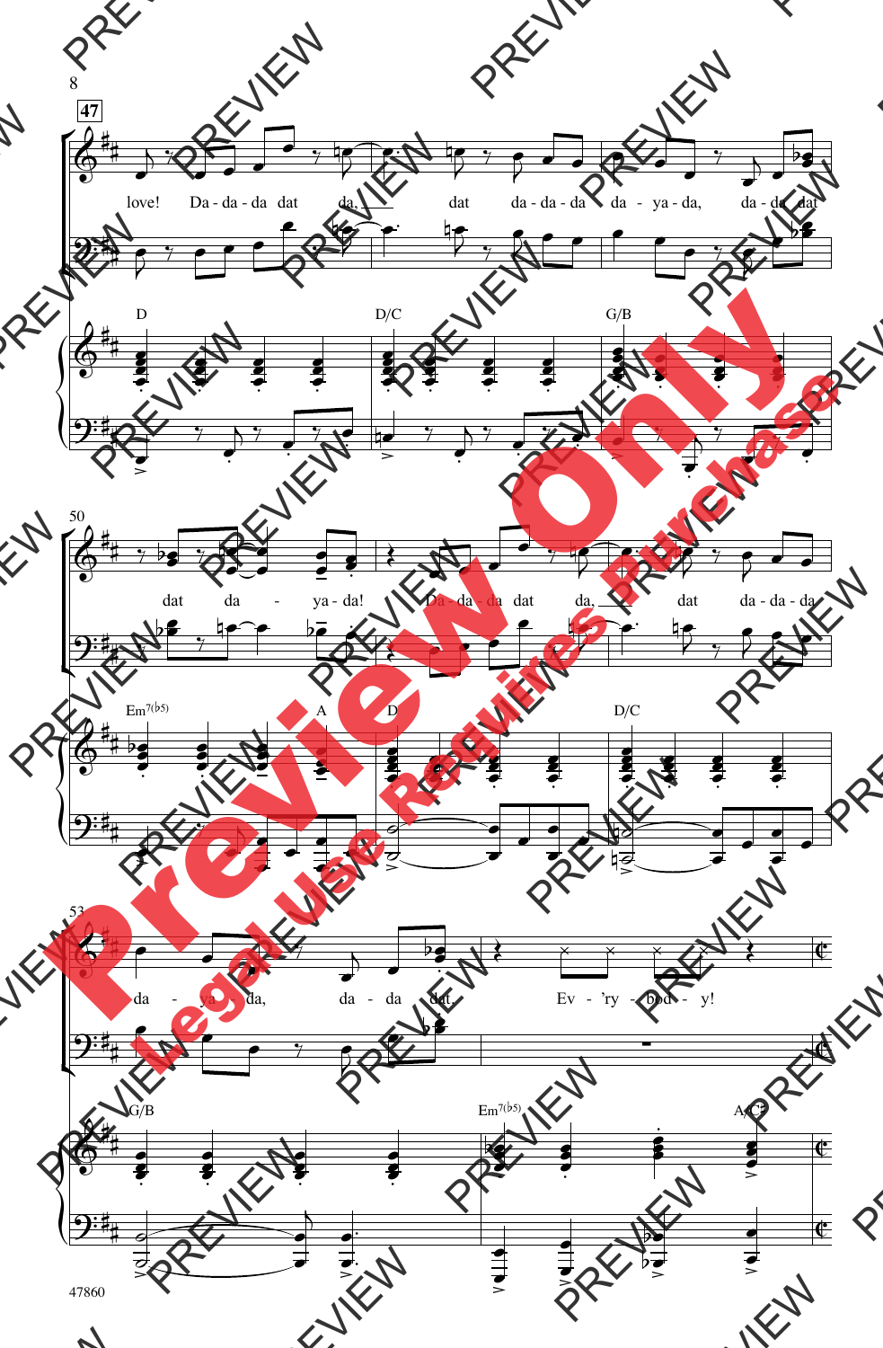47

love! Da - da - da dat da, dat da - da - da da - ya - da, da - da dat

D D/C G/B

50

dat da - ya - da! Da - da - da dat da, dat da - da - da

Em7(♭5) A D D/C

53

da - ya - da, da - da dat. Ev - 'ry - bod - y!

G/B Em7(♭5) A/C♯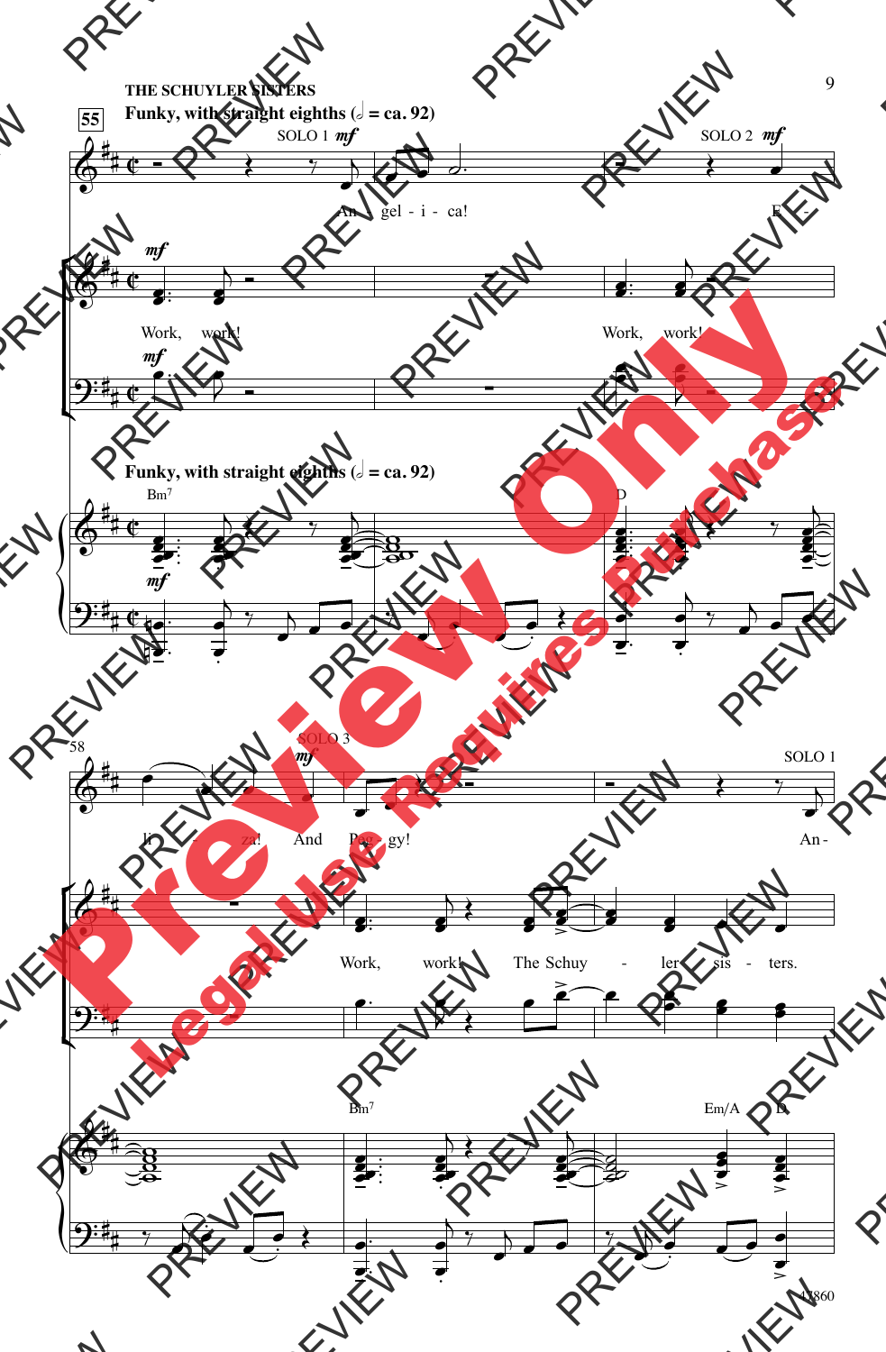THE SCHUYLER SISTERS

**55** **Funky, with straight eighths (𝅗𝅥 = ca. 92)**

SOLO 1 *mf*

An - gel - i - ca!

SOLO 2 *mf*

E -

*mf*

Work, work!

Work, work!

**Funky, with straight eighths (𝅗𝅥 = ca. 92)**

Bm7

D

58

SOLO 3 *mf*

li - za! And Peg - gy!

SOLO 1

An -

Work, work! The Schuy - ler sis - ters.

Bm7

Em/A D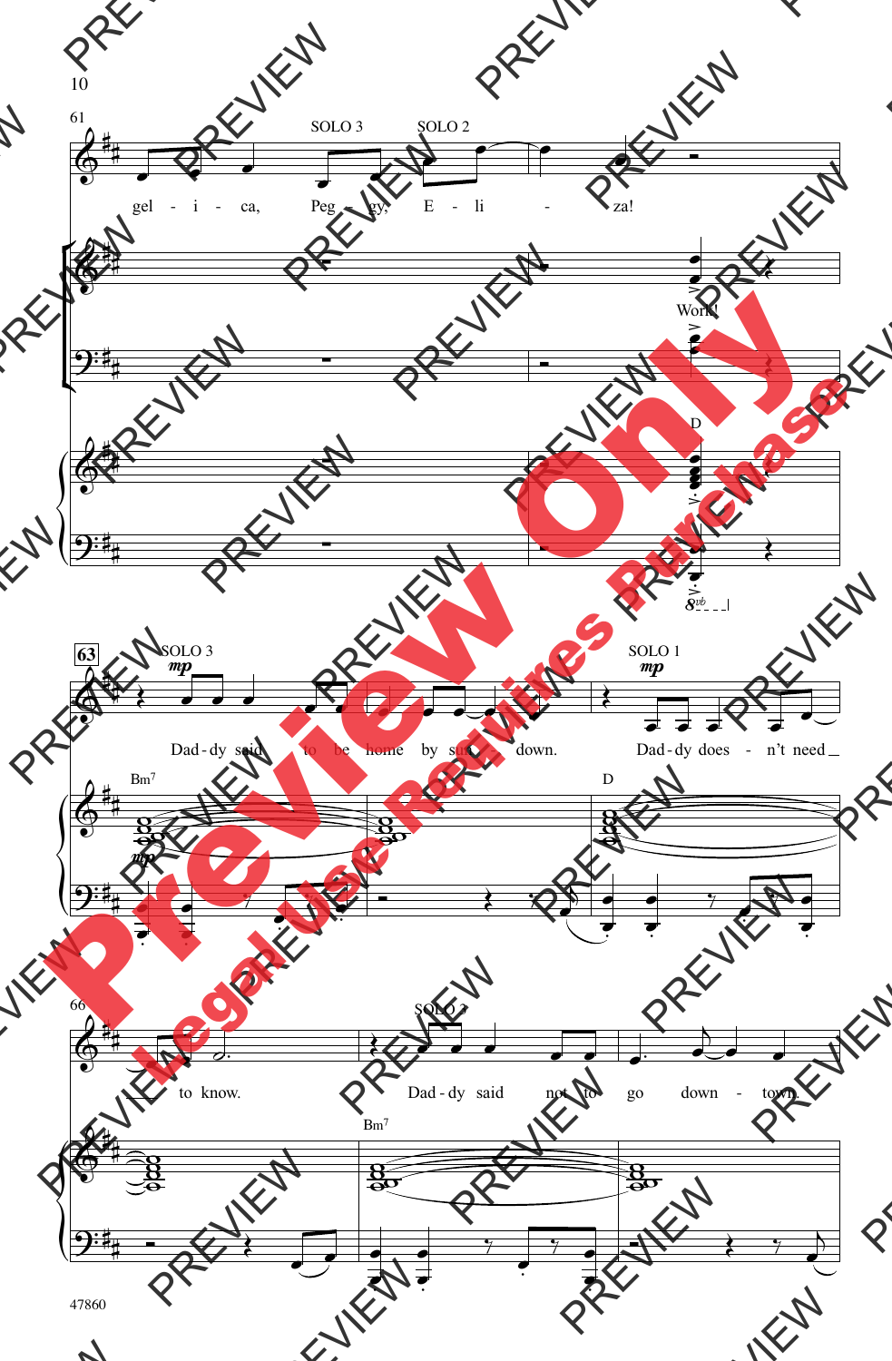61

SOLO 3 SOLO 2

gel - i - ca, Peg - gy, E - li - za!

Work!

D

63

SOLO 3 *mp*

Dad - dy said to be home by sun - down.

SOLO 1 *mp*

Dad - dy does - n't need to know.

Bm7 *mp*

D

66

SOLO 3

Dad - dy said not to go down - town.

Bm7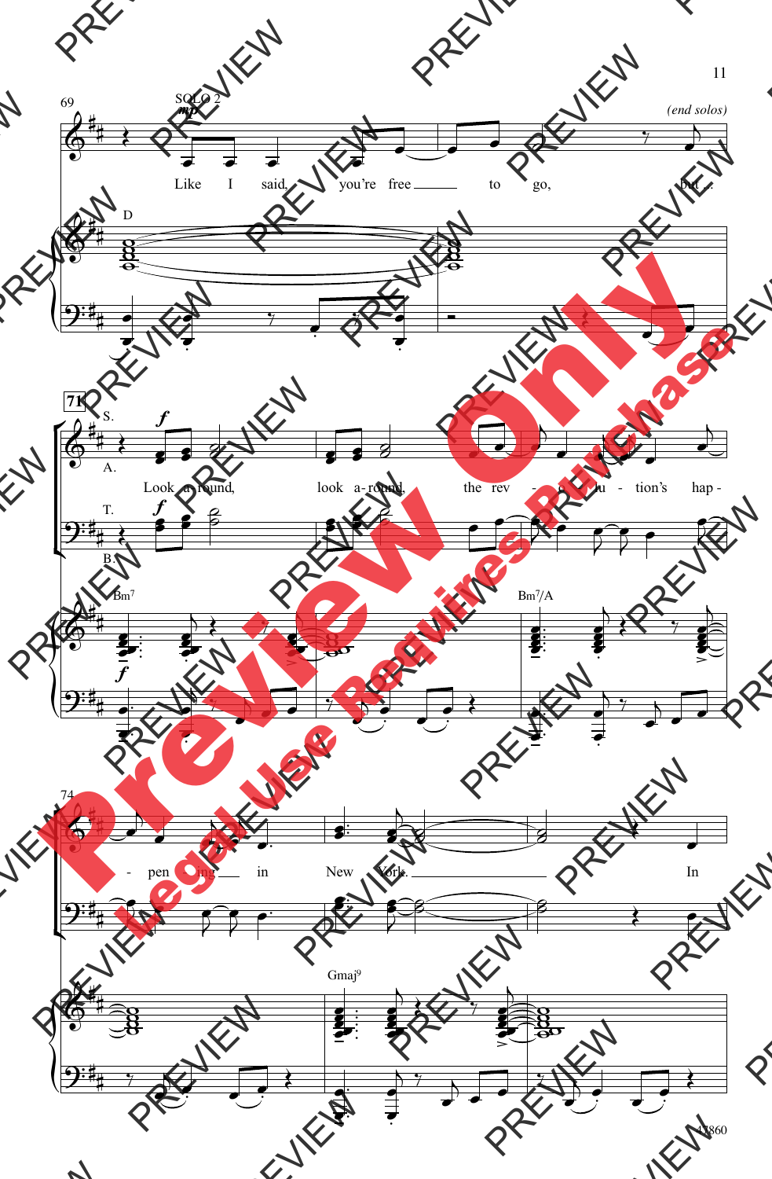69

SOLO 2

*mp*

Like I said, you're free to go, but...

*(end solos)*

D

71

S.

A.

*f*

Look around, look around, the revolution's happening in New York. In

T.

B.

*f*

Bm7

Bm7/A

74

Gmaj9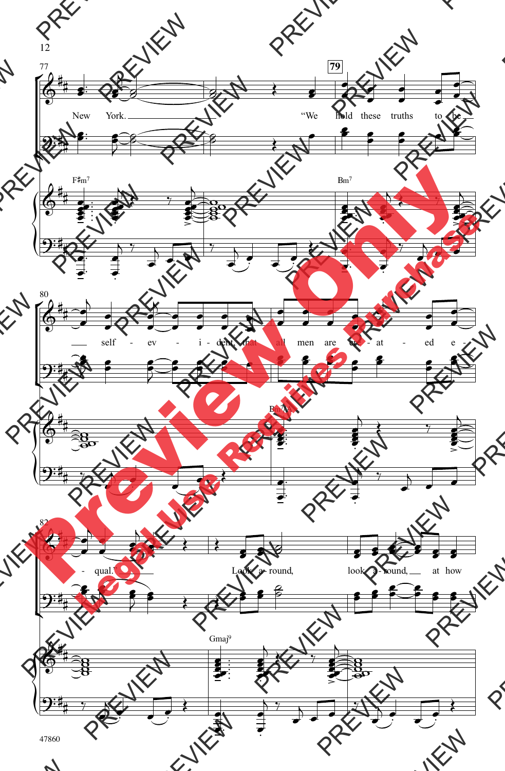77

New York. "We hold these truths to be

79

F♯m7

Bm7

80

self - ev - i - dent, that all men are cre - at - ed e -

Bm7/A

82

- qual. Look a - round, look a - round, at how

Gmaj9

47860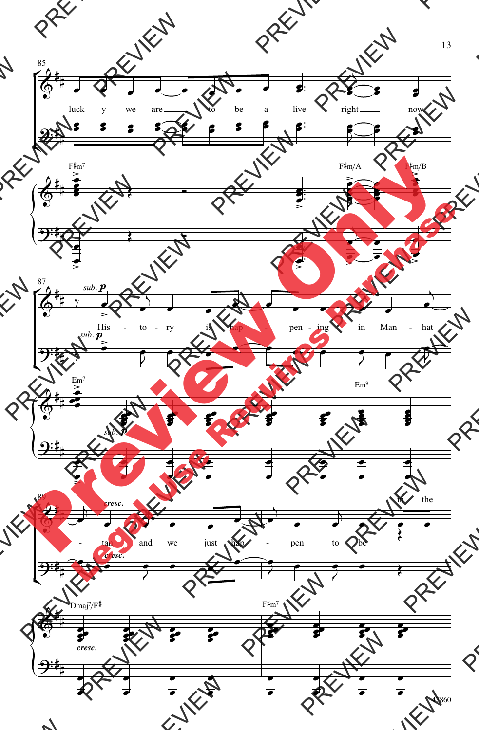85

luck - y we are to be a - live right now

F♯m7 F♯m/A F♯m/B

87

*sub.* ***p***

His - to - ry is hap - pen - ing in Man - hat -

*sub.* ***p***

Em7 Em9

*sub.* ***p***

89

*cresc.*

- tan and we just hap - pen to be in the

*cresc.*

Dmaj7/F♯ F♯m7

*cresc.*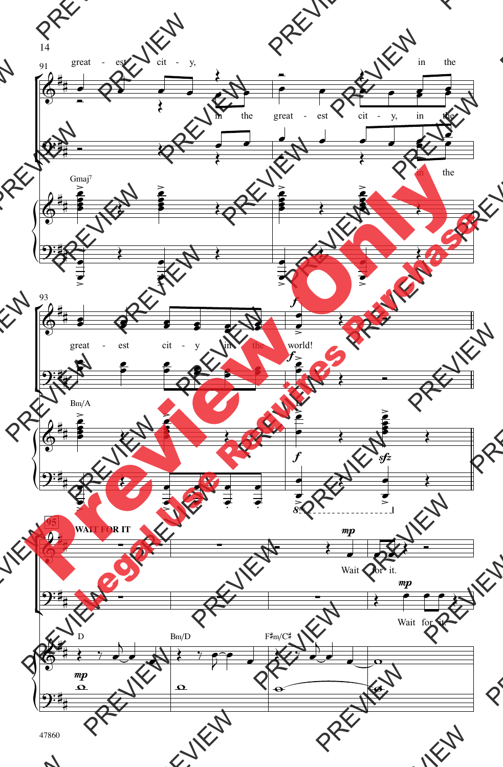great - est cit - y, in the

in the great - est cit - y, in the

in the

Gmaj7

great - est cit - y in the world!

Bm/A D

95 WAIT FOR IT

Wait for it.

Wait for it.

D Bm/D F♯m/C♯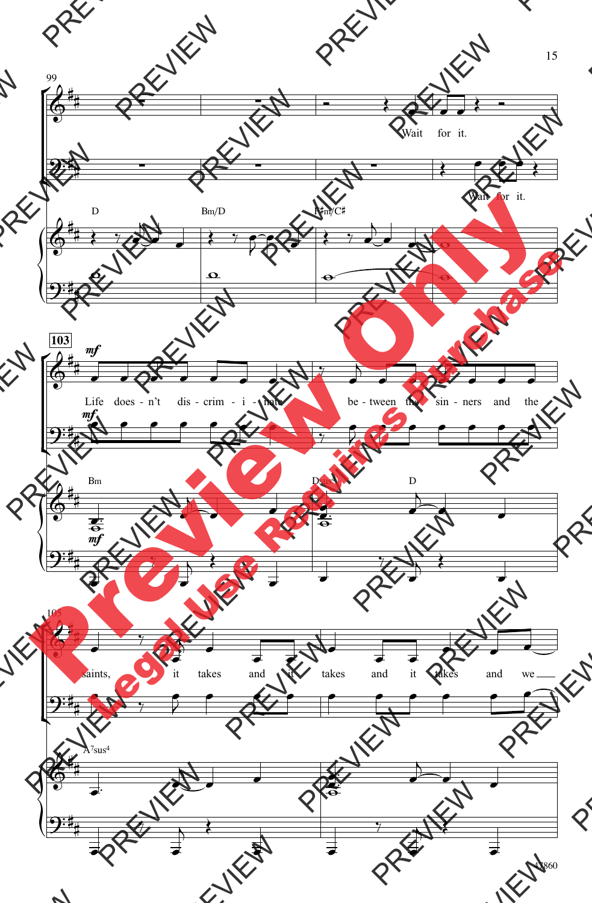99

Wait for it.

Wait for it.

D Bm/D F♯m/C♯

103

*mf*

Life does - n't dis - crim - i - nate be - tween the sin - ners and the

*mf*

Bm D(add9) D

*mf*

105

saints, it takes and it takes and it takes and we

A7sus4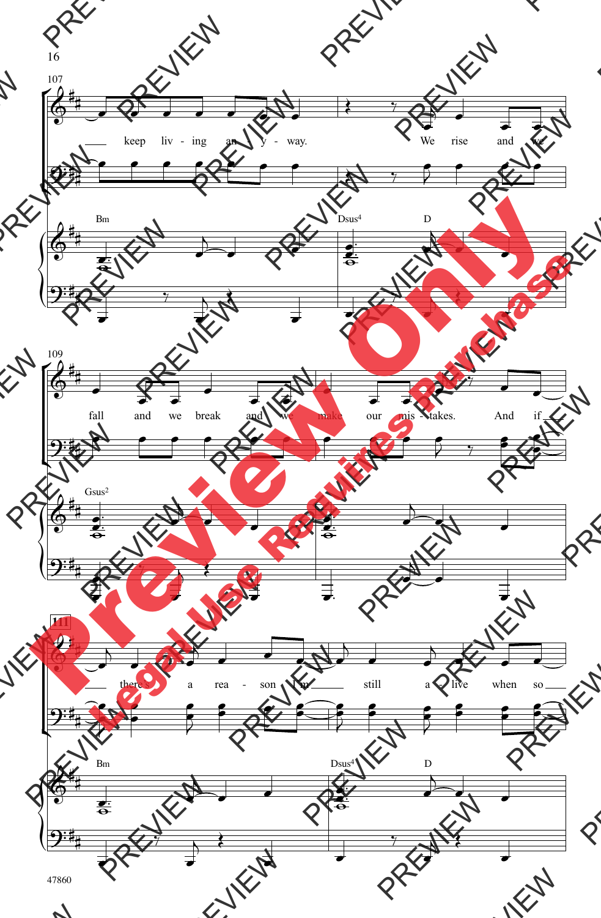107

keep living anyway. We rise and we

Bm Dsus4 D

109

fall and we break and we make our mistakes. And if

Gsus2

111

there's a reason I'm still alive when so

Bm Dsus4 D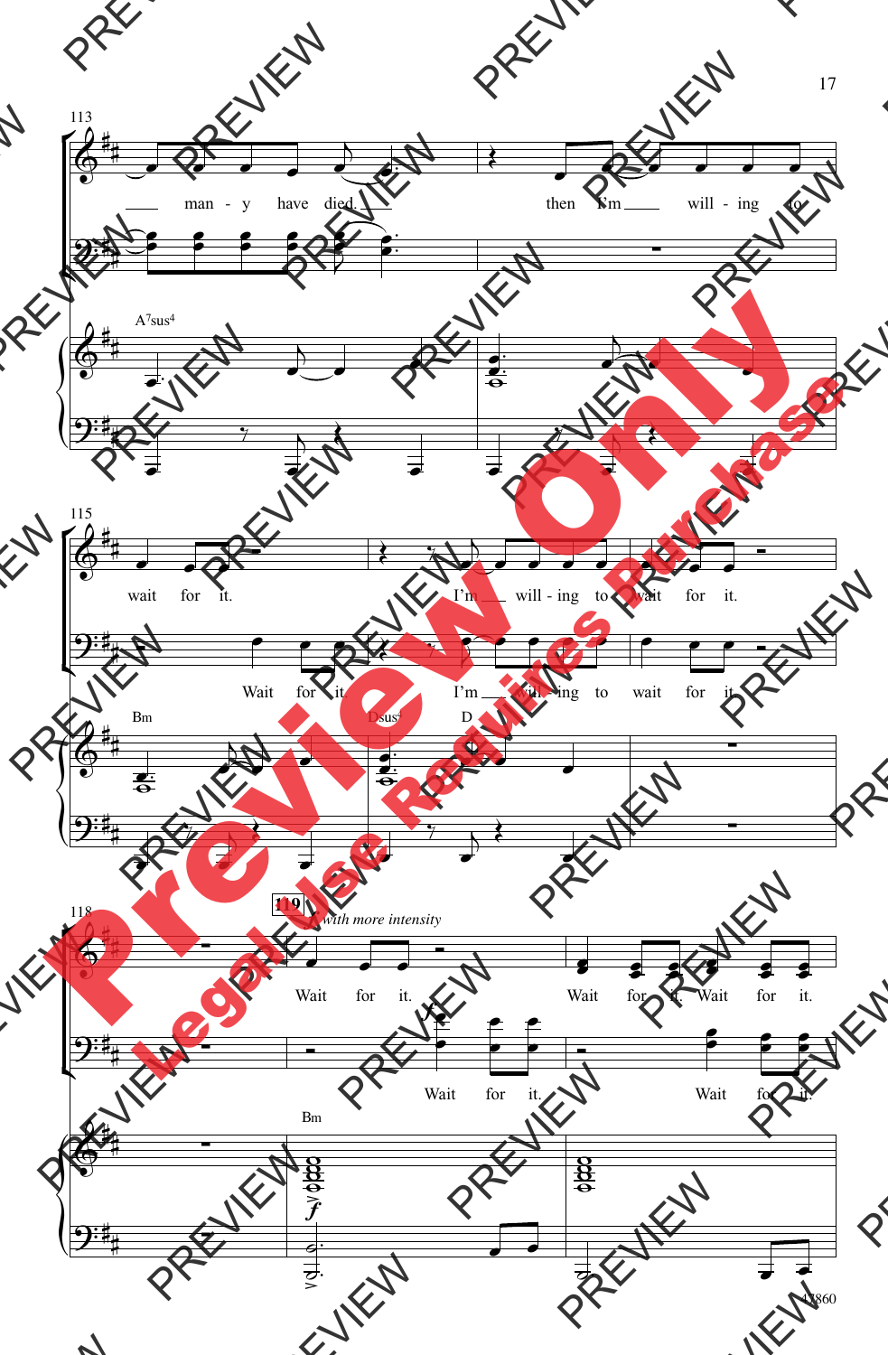113

many - y have died.

then I'm will - ing to

A7sus4

115

wait for it.

I'm will - ing to wait for it.

Wait for it.

I'm will - ing to wait for it.

Bm

Dsus4 D

118

119 *with more intensity*

Wait for it.

Wait for it. Wait for it.

Wait for it.

Wait for it.

Bm

*f*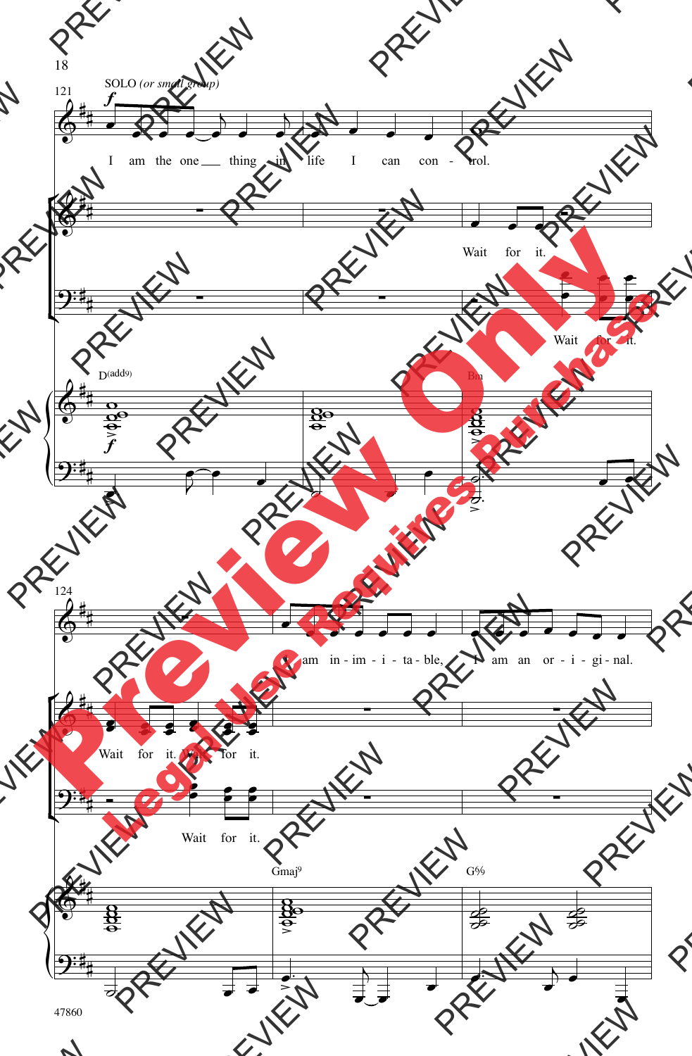SOLO *(or small group)*

I am the one thing in life I can con - trol.

Wait for it.

Wait for it.

D(add9)

Bm

I am in - im - i - ta - ble, I am an or - i - gi - nal.

Wait for it. Wait for it.

Wait for it.

Gmaj9

G6/9

47860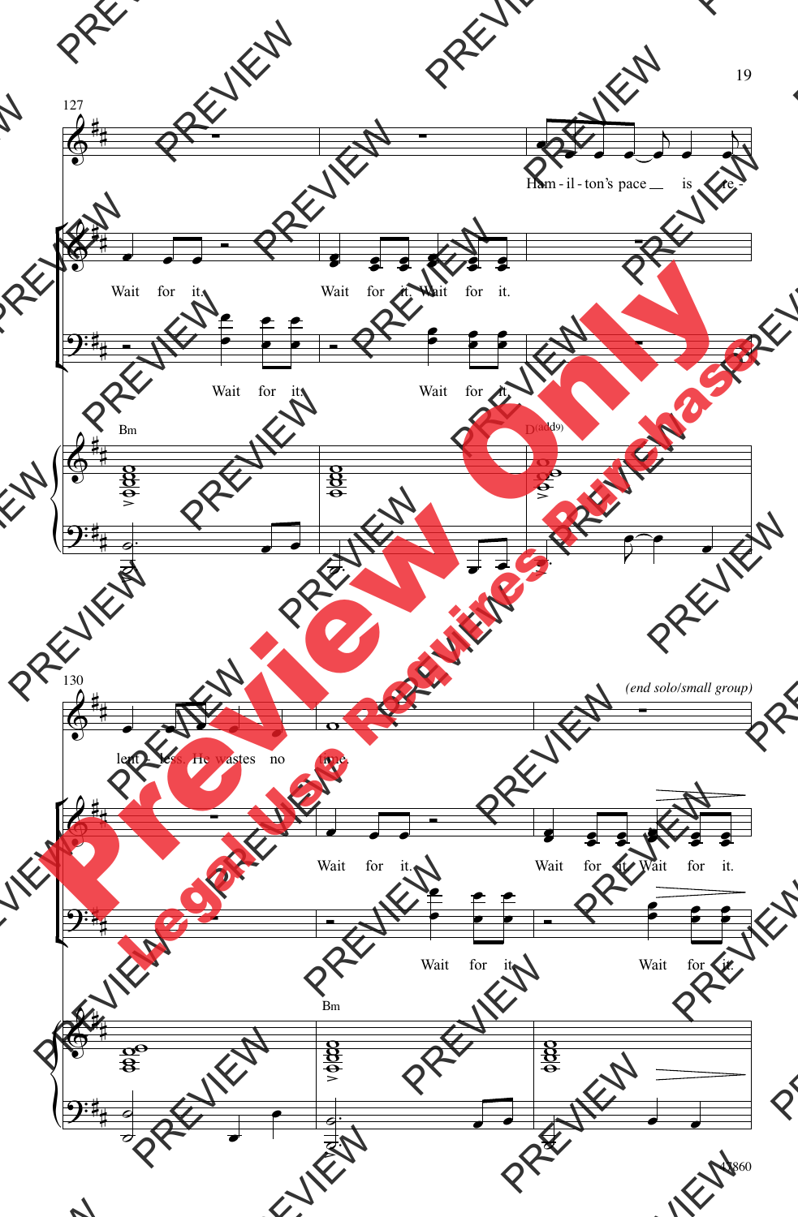127

Ham - il - ton's pace __ is re -

Wait for it. Wait for it. Wait for it.

Wait for it. Wait for it.

Bm D(add9)

130

*(end solo/small group)*

lent - less. He wastes no time.

Wait for it. Wait for it. Wait for it.

Wait for it. Wait for it.

Bm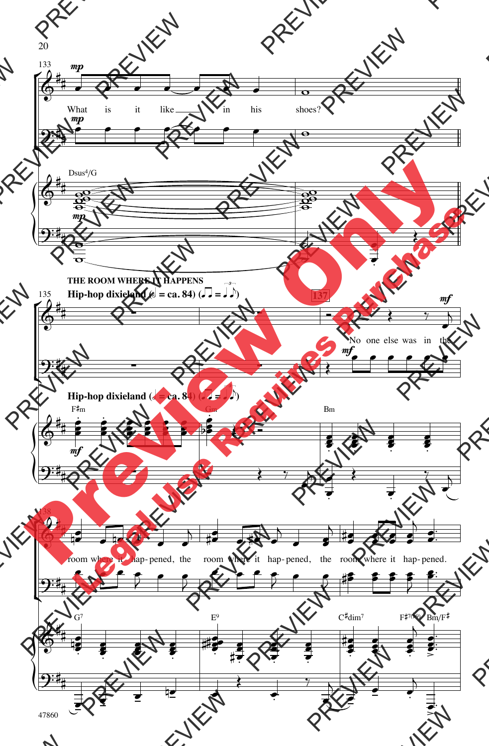133

What is it like in his shoes?

Dsus4/G

THE ROOM WHERE IT HAPPENS

135

Hip-hop dixieland (♩ = ca. 84) (♫ = ♩♪)

137

No one else was in the

F♯m Gm Bm

138

room where it hap-pened, the room where it hap-pened, the room where it hap-pened.

G7 E9 C♯dim7 F♯7(♭9) Bm/F♯

47860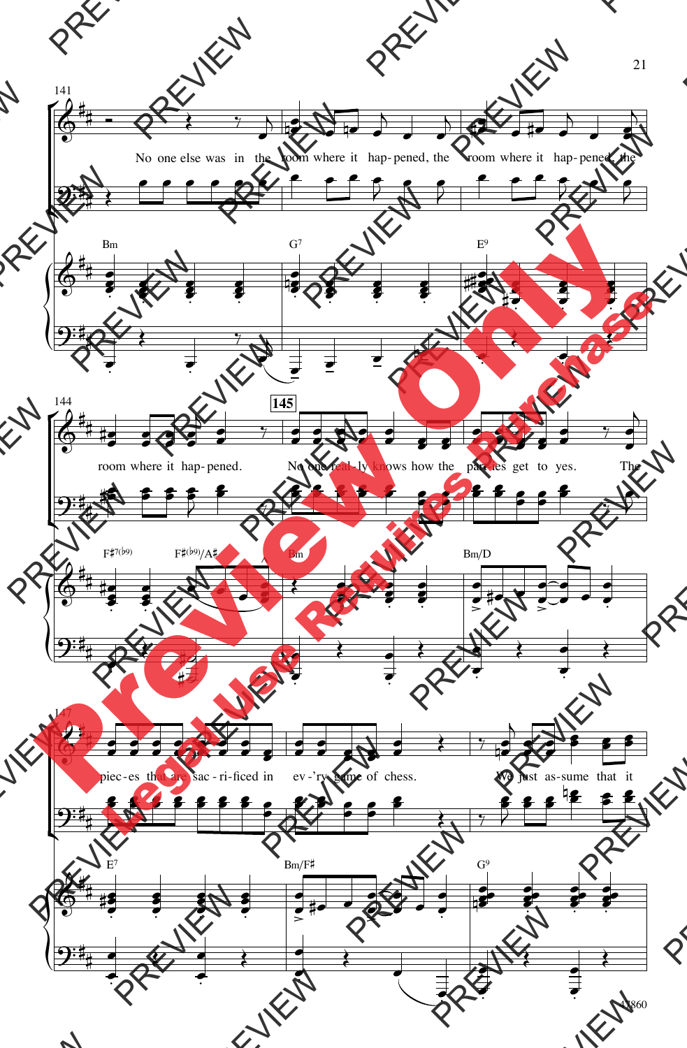141

No one else was in the room where it hap-pened, the room where it hap-pened, the

Bm G7 E9

144

145

room where it hap-pened. No one real-ly knows how the par-ties get to yes. The

F♯7(♭9) F♯(♭9)/A♯ Bm Bm/D

147

piec-es that are sac-ri-ficed in ev-'ry game of chess. We just as-sume that it

E7 Bm/F♯ G9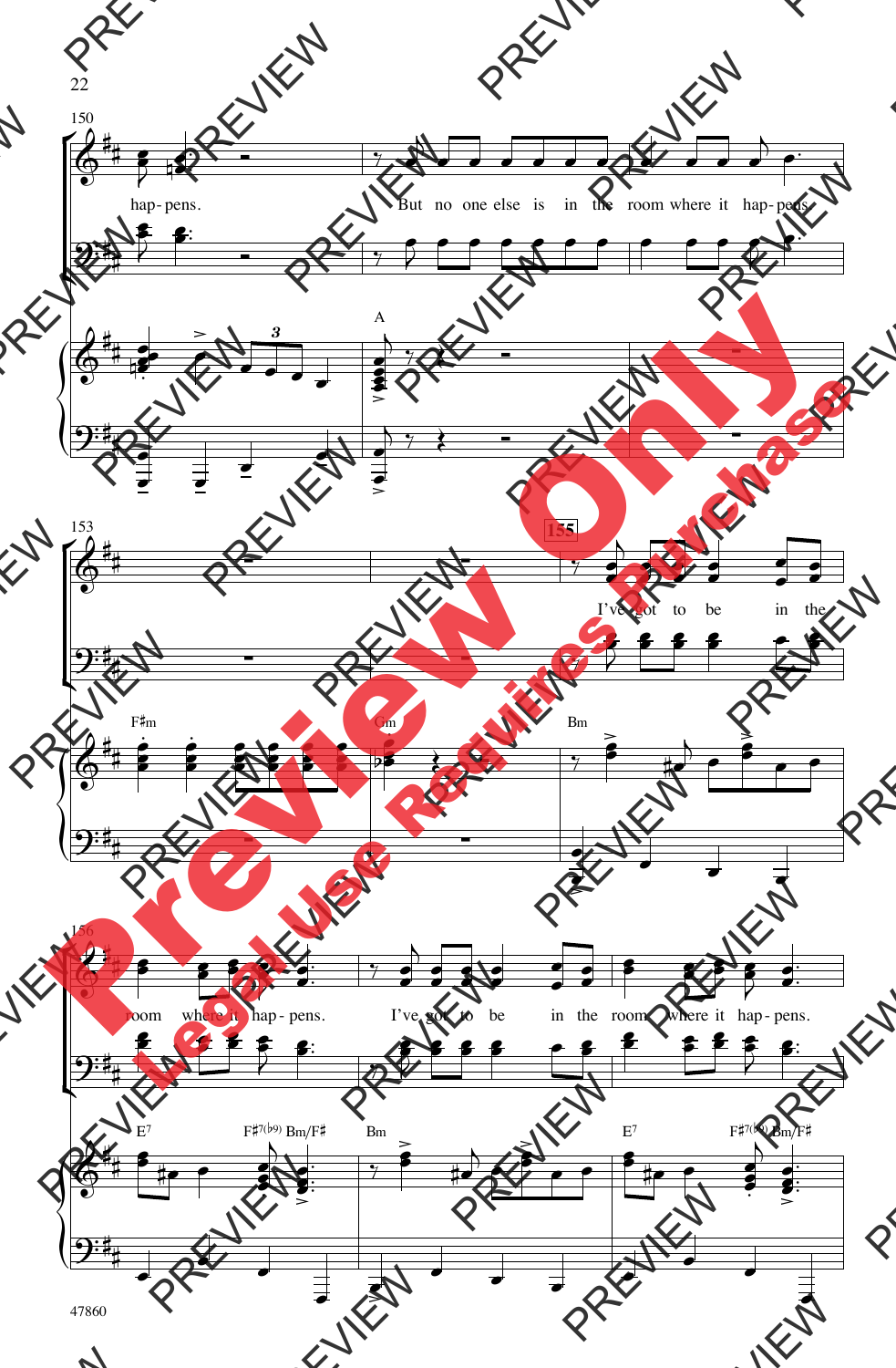150

hap - pens. But no one else is in the room where it hap - pens.

A

153

155

I've got to be in the

F♯m Gm Bm

156

room where it hap - pens. I've got to be in the room where it hap - pens.

E7 F♯7(♭9) Bm/F♯ Bm E7 F♯7(♭9) Bm/F♯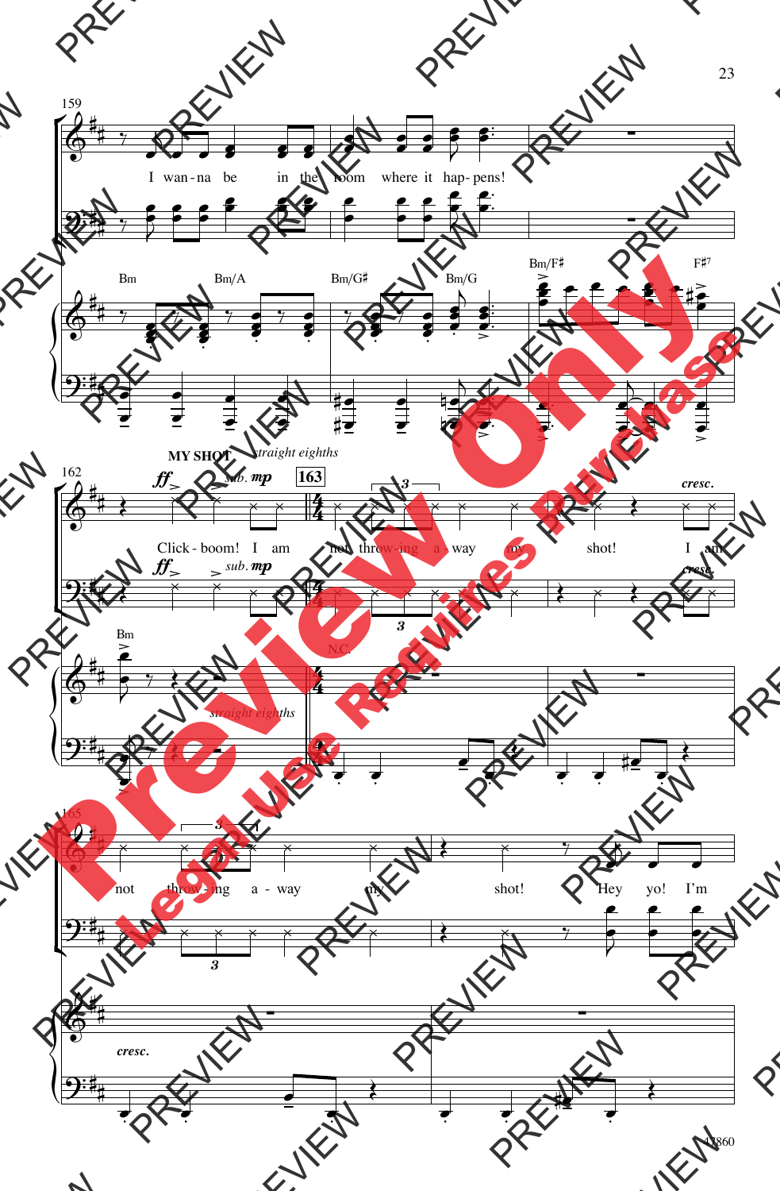I wan-na be in the room where it hap-pens!

Bm Bm/A Bm/G♯ Bm/G Bm/F♯ F♯7

**MY SHOT** *straight eighths*

*ff* *sub. mp* **163**

Click-boom! I am not throw-ing a-way my shot! I am

*cresc.*

Bm N.C.

*straight eighths*

not throw-ing a-way my shot! Hey yo! I'm

*cresc.*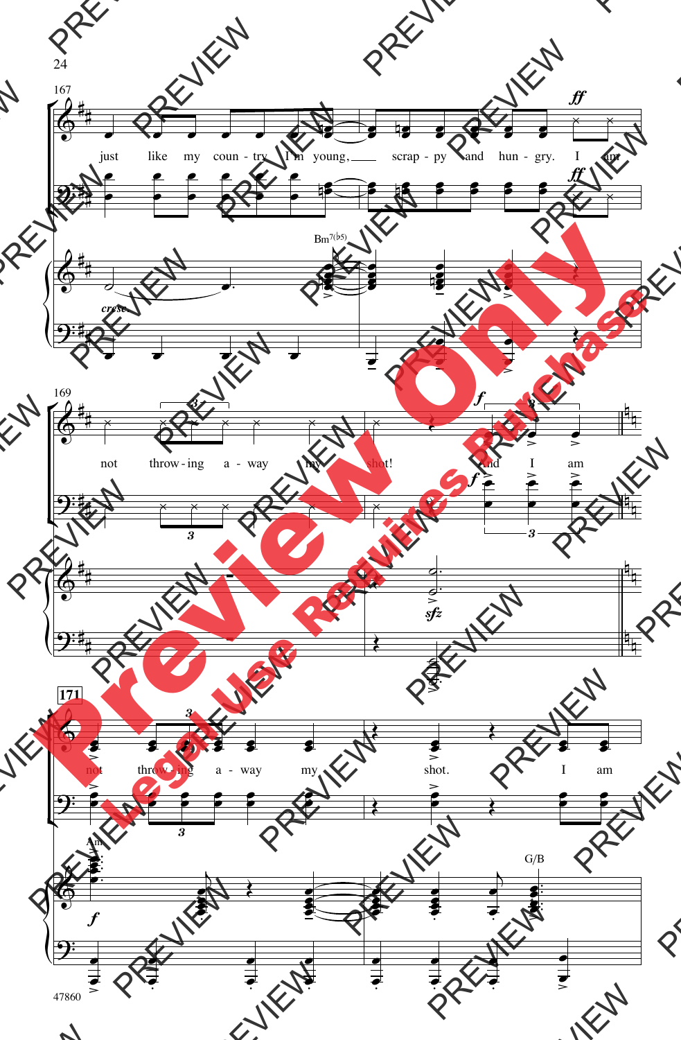167

just like my coun - try I'm young, scrap - py and hun - gry. I am

Bm7(b5)

169

not throw - ing a - way my shot! And I am

171

not throw - ing a - way my shot. I am

Am

G/B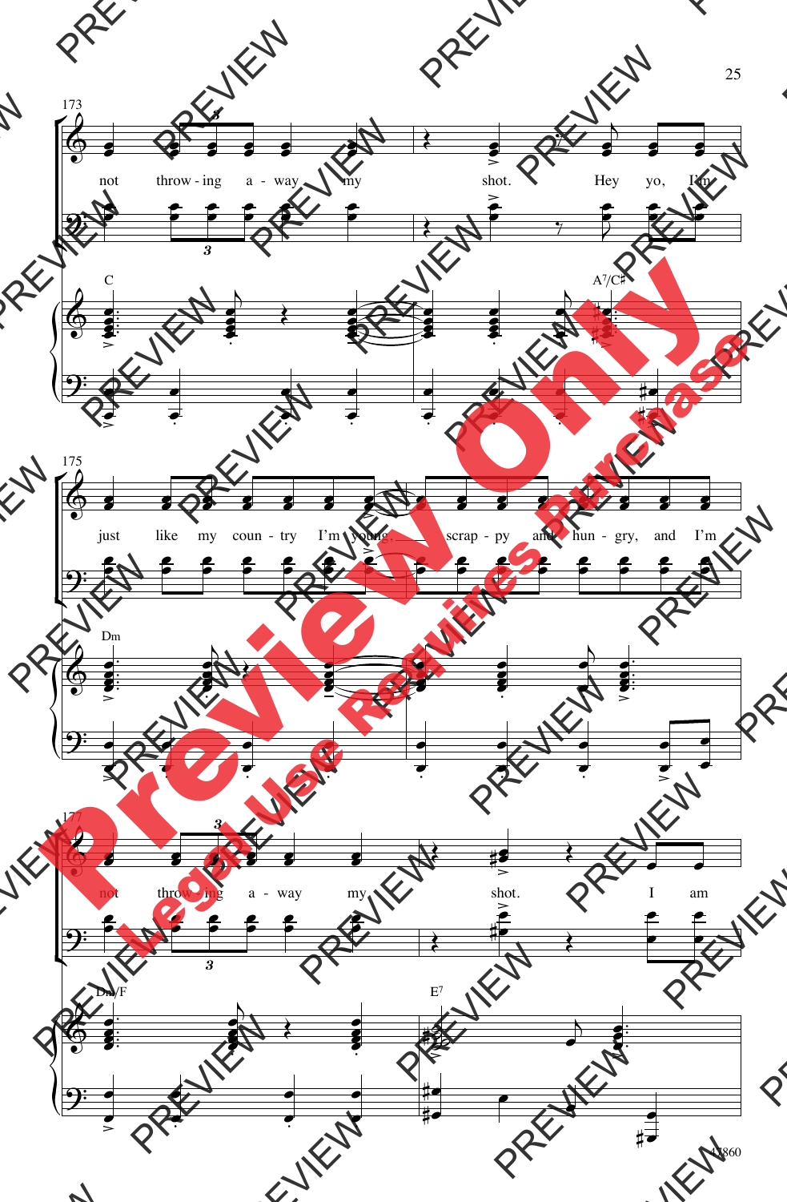173

not throw - ing a - way my shot. Hey yo, I'm

C A7/C♯

175

just like my coun - try I'm young, scrap - py and hun - gry, and I'm

Dm

177

not throw - ing a - way my shot. I am

Dm/F E7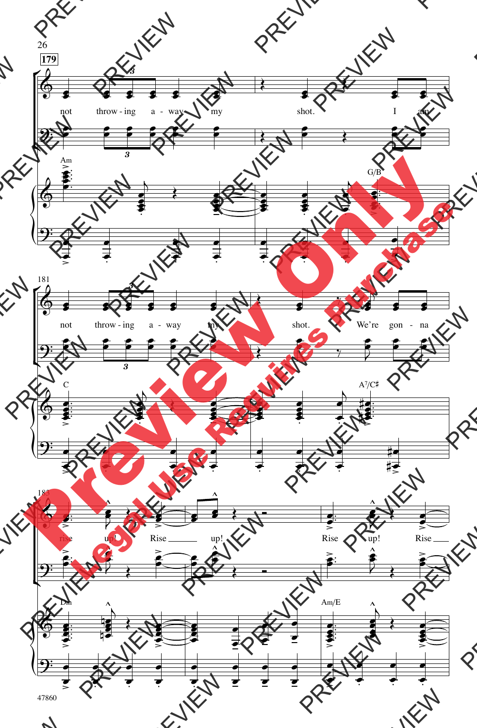179

not throw - ing a - way my shot. I am

Am G/B

181

not throw - ing a - way my shot. We're gon - na

C A7/C♯

183

rise up! Rise up! Rise up! Rise

Dm Am/E

47860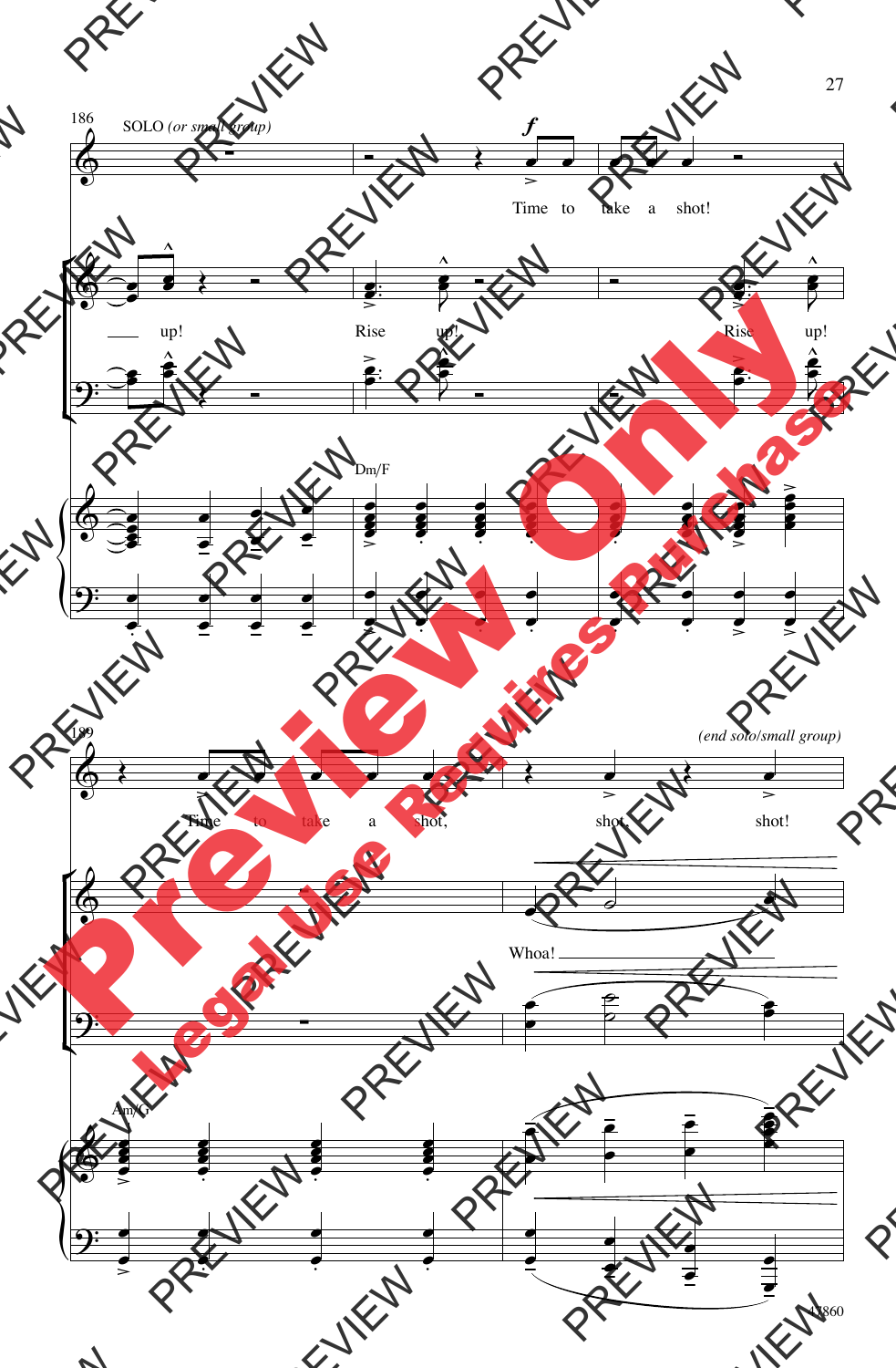SOLO *(or small group)*

*f*

Time to take a shot!

up! Rise up! Rise up!

Dm/F

Time to take a shot, shot, shot!

*(end solo/small group)*

Whoa!

Am/G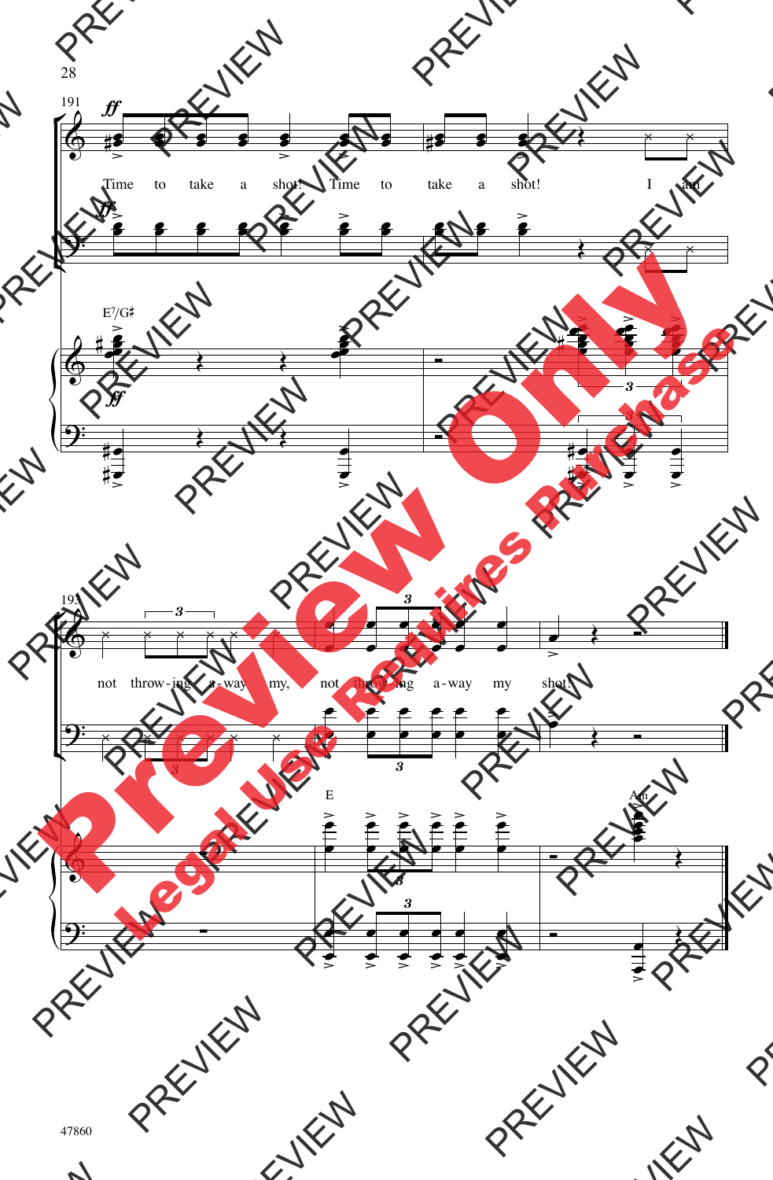191

*ff*

Time to take a shot! Time to take a shot! I am

*ff*

E7/G♯

*ff*

193

not throw-ing a-way my, not throw-ing a-way my shot!

E

Am